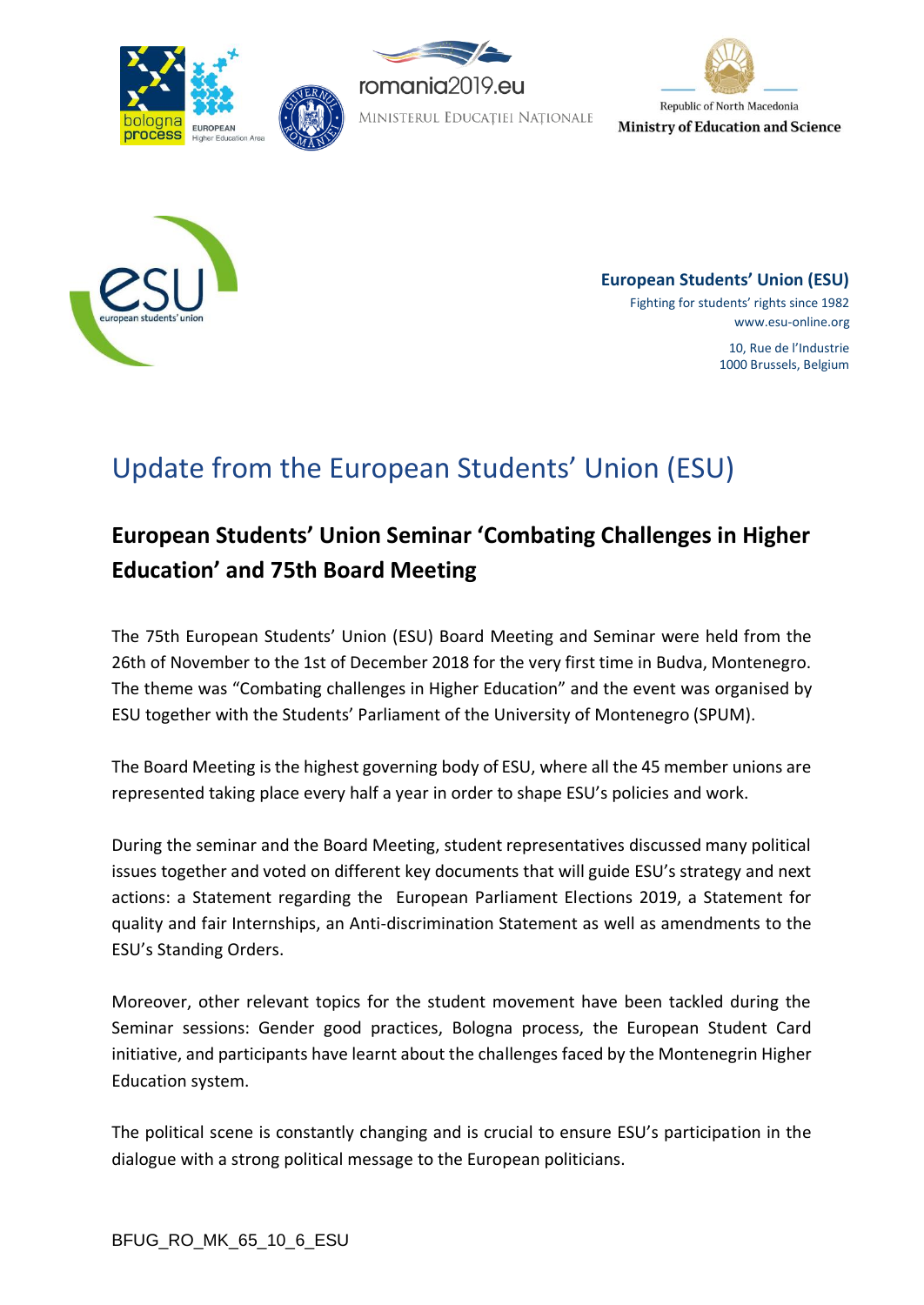European Students' Union (ESU)
Fighting for students' rights since 1982
www.esu-online.org

10, Rue de l'Industrie
1000 Brussels, Belgium

# Update from the European Students' Union (ESU)

## European Students' Union Seminar 'Combating Challenges in Higher Education' and 75th Board Meeting

The 75th European Students' Union (ESU) Board Meeting and Seminar were held from the 26th of November to the 1st of December 2018 for the very first time in Budva, Montenegro. The theme was "Combating challenges in Higher Education" and the event was organised by ESU together with the Students' Parliament of the University of Montenegro (SPUM).

The Board Meeting is the highest governing body of ESU, where all the 45 member unions are represented taking place every half a year in order to shape ESU's policies and work.

During the seminar and the Board Meeting, student representatives discussed many political issues together and voted on different key documents that will guide ESU's strategy and next actions: a Statement regarding the European Parliament Elections 2019, a Statement for quality and fair Internships, an Anti-discrimination Statement as well as amendments to the ESU's Standing Orders.

Moreover, other relevant topics for the student movement have been tackled during the Seminar sessions: Gender good practices, Bologna process, the European Student Card initiative, and participants have learnt about the challenges faced by the Montenegrin Higher Education system.

The political scene is constantly changing and is crucial to ensure ESU's participation in the dialogue with a strong political message to the European politicians.

BFUG_RO_MK_65_10_6_ESU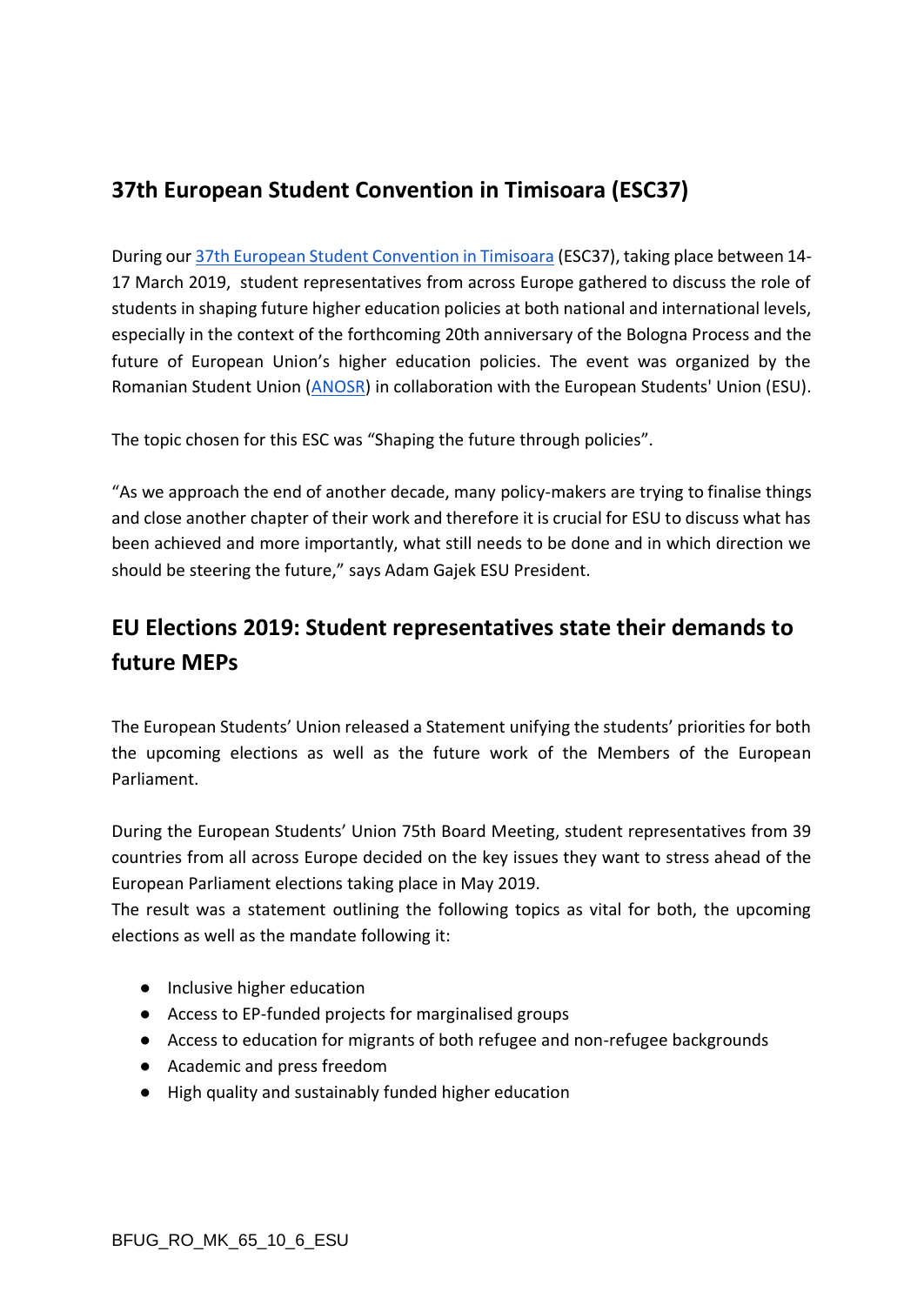## 37th European Student Convention in Timisoara (ESC37)

During our 37th European Student Convention in Timisoara (ESC37), taking place between 14-17 March 2019, student representatives from across Europe gathered to discuss the role of students in shaping future higher education policies at both national and international levels, especially in the context of the forthcoming 20th anniversary of the Bologna Process and the future of European Union's higher education policies. The event was organized by the Romanian Student Union (ANOSR) in collaboration with the European Students' Union (ESU).

The topic chosen for this ESC was "Shaping the future through policies".

"As we approach the end of another decade, many policy-makers are trying to finalise things and close another chapter of their work and therefore it is crucial for ESU to discuss what has been achieved and more importantly, what still needs to be done and in which direction we should be steering the future," says Adam Gajek ESU President.

## EU Elections 2019: Student representatives state their demands to future MEPs

The European Students' Union released a Statement unifying the students' priorities for both the upcoming elections as well as the future work of the Members of the European Parliament.

During the European Students' Union 75th Board Meeting, student representatives from 39 countries from all across Europe decided on the key issues they want to stress ahead of the European Parliament elections taking place in May 2019.
The result was a statement outlining the following topics as vital for both, the upcoming elections as well as the mandate following it:

- Inclusive higher education
- Access to EP-funded projects for marginalised groups
- Access to education for migrants of both refugee and non-refugee backgrounds
- Academic and press freedom
- High quality and sustainably funded higher education

BFUG_RO_MK_65_10_6_ESU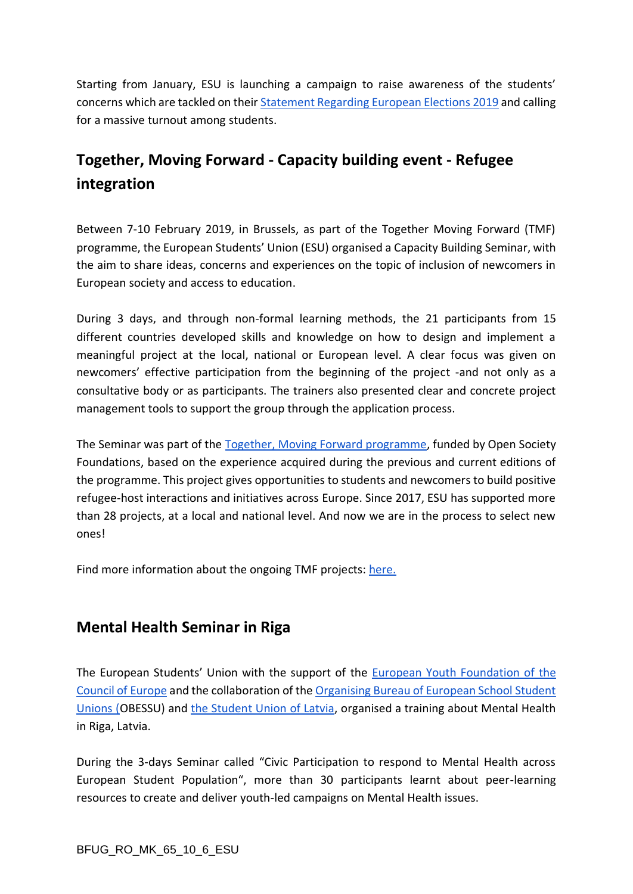Starting from January, ESU is launching a campaign to raise awareness of the students' concerns which are tackled on their [Statement Regarding European Elections 2019]() and calling for a massive turnout among students.

## Together, Moving Forward - Capacity building event - Refugee integration

Between 7-10 February 2019, in Brussels, as part of the Together Moving Forward (TMF) programme, the European Students' Union (ESU) organised a Capacity Building Seminar, with the aim to share ideas, concerns and experiences on the topic of inclusion of newcomers in European society and access to education.

During 3 days, and through non-formal learning methods, the 21 participants from 15 different countries developed skills and knowledge on how to design and implement a meaningful project at the local, national or European level. A clear focus was given on newcomers' effective participation from the beginning of the project -and not only as a consultative body or as participants. The trainers also presented clear and concrete project management tools to support the group through the application process.

The Seminar was part of the [Together, Moving Forward programme](), funded by Open Society Foundations, based on the experience acquired during the previous and current editions of the programme. This project gives opportunities to students and newcomers to build positive refugee-host interactions and initiatives across Europe. Since 2017, ESU has supported more than 28 projects, at a local and national level. And now we are in the process to select new ones!

Find more information about the ongoing TMF projects: [here.]()

## Mental Health Seminar in Riga

The European Students' Union with the support of the [European Youth Foundation of the Council of Europe]() and the collaboration of the [Organising Bureau of European School Student Unions (]()OBESSU) and [the Student Union of Latvia](), organised a training about Mental Health in Riga, Latvia.

During the 3-days Seminar called "Civic Participation to respond to Mental Health across European Student Population", more than 30 participants learnt about peer-learning resources to create and deliver youth-led campaigns on Mental Health issues.

BFUG_RO_MK_65_10_6_ESU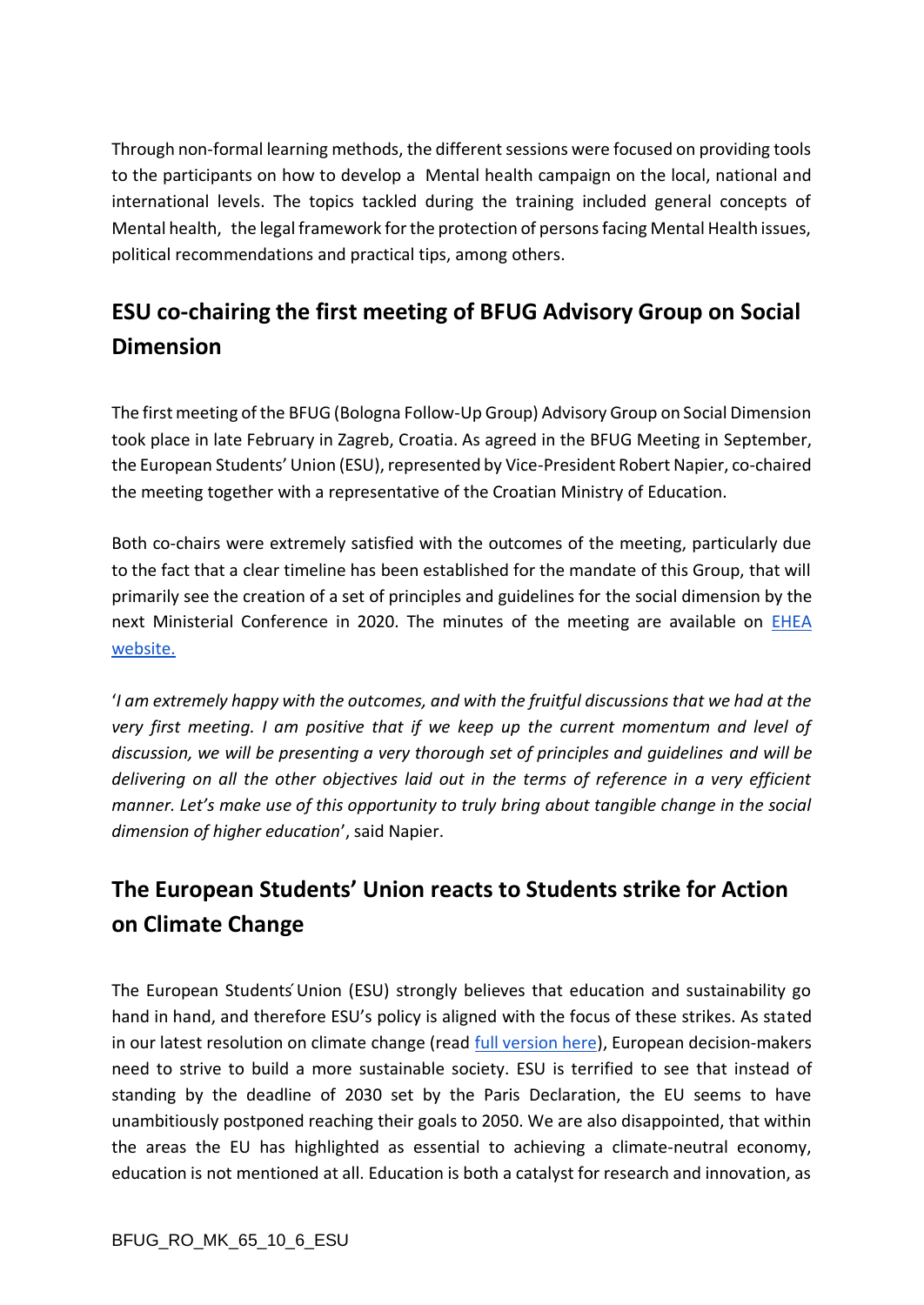Through non-formal learning methods, the different sessions were focused on providing tools to the participants on how to develop a Mental health campaign on the local, national and international levels. The topics tackled during the training included general concepts of Mental health, the legal framework for the protection of persons facing Mental Health issues, political recommendations and practical tips, among others.

## ESU co-chairing the first meeting of BFUG Advisory Group on Social Dimension

The first meeting of the BFUG (Bologna Follow-Up Group) Advisory Group on Social Dimension took place in late February in Zagreb, Croatia. As agreed in the BFUG Meeting in September, the European Students' Union (ESU), represented by Vice-President Robert Napier, co-chaired the meeting together with a representative of the Croatian Ministry of Education.

Both co-chairs were extremely satisfied with the outcomes of the meeting, particularly due to the fact that a clear timeline has been established for the mandate of this Group, that will primarily see the creation of a set of principles and guidelines for the social dimension by the next Ministerial Conference in 2020. The minutes of the meeting are available on [EHEA website.]()

'*I am extremely happy with the outcomes, and with the fruitful discussions that we had at the very first meeting. I am positive that if we keep up the current momentum and level of discussion, we will be presenting a very thorough set of principles and guidelines and will be delivering on all the other objectives laid out in the terms of reference in a very efficient manner. Let's make use of this opportunity to truly bring about tangible change in the social dimension of higher education*', said Napier.

## The European Students' Union reacts to Students strike for Action on Climate Change

The European Students' Union (ESU) strongly believes that education and sustainability go hand in hand, and therefore ESU's policy is aligned with the focus of these strikes. As stated in our latest resolution on climate change (read [full version here]()), European decision-makers need to strive to build a more sustainable society. ESU is terrified to see that instead of standing by the deadline of 2030 set by the Paris Declaration, the EU seems to have unambitiously postponed reaching their goals to 2050. We are also disappointed, that within the areas the EU has highlighted as essential to achieving a climate-neutral economy, education is not mentioned at all. Education is both a catalyst for research and innovation, as

BFUG_RO_MK_65_10_6_ESU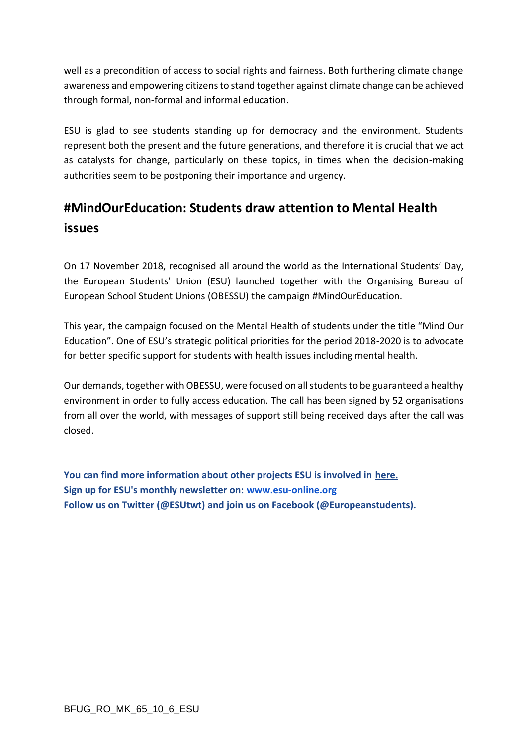well as a precondition of access to social rights and fairness. Both furthering climate change awareness and empowering citizens to stand together against climate change can be achieved through formal, non-formal and informal education.

ESU is glad to see students standing up for democracy and the environment. Students represent both the present and the future generations, and therefore it is crucial that we act as catalysts for change, particularly on these topics, in times when the decision-making authorities seem to be postponing their importance and urgency.

## #MindOurEducation: Students draw attention to Mental Health issues

On 17 November 2018, recognised all around the world as the International Students' Day, the European Students' Union (ESU) launched together with the Organising Bureau of European School Student Unions (OBESSU) the campaign #MindOurEducation.

This year, the campaign focused on the Mental Health of students under the title "Mind Our Education". One of ESU's strategic political priorities for the period 2018-2020 is to advocate for better specific support for students with health issues including mental health.

Our demands, together with OBESSU, were focused on all students to be guaranteed a healthy environment in order to fully access education. The call has been signed by 52 organisations from all over the world, with messages of support still being received days after the call was closed.

**You can find more information about other projects ESU is involved in [here.](#)**
**Sign up for ESU's monthly newsletter on: [www.esu-online.org](http://www.esu-online.org)**
**Follow us on Twitter (@ESUtwt) and join us on Facebook (@Europeanstudents).**

BFUG_RO_MK_65_10_6_ESU